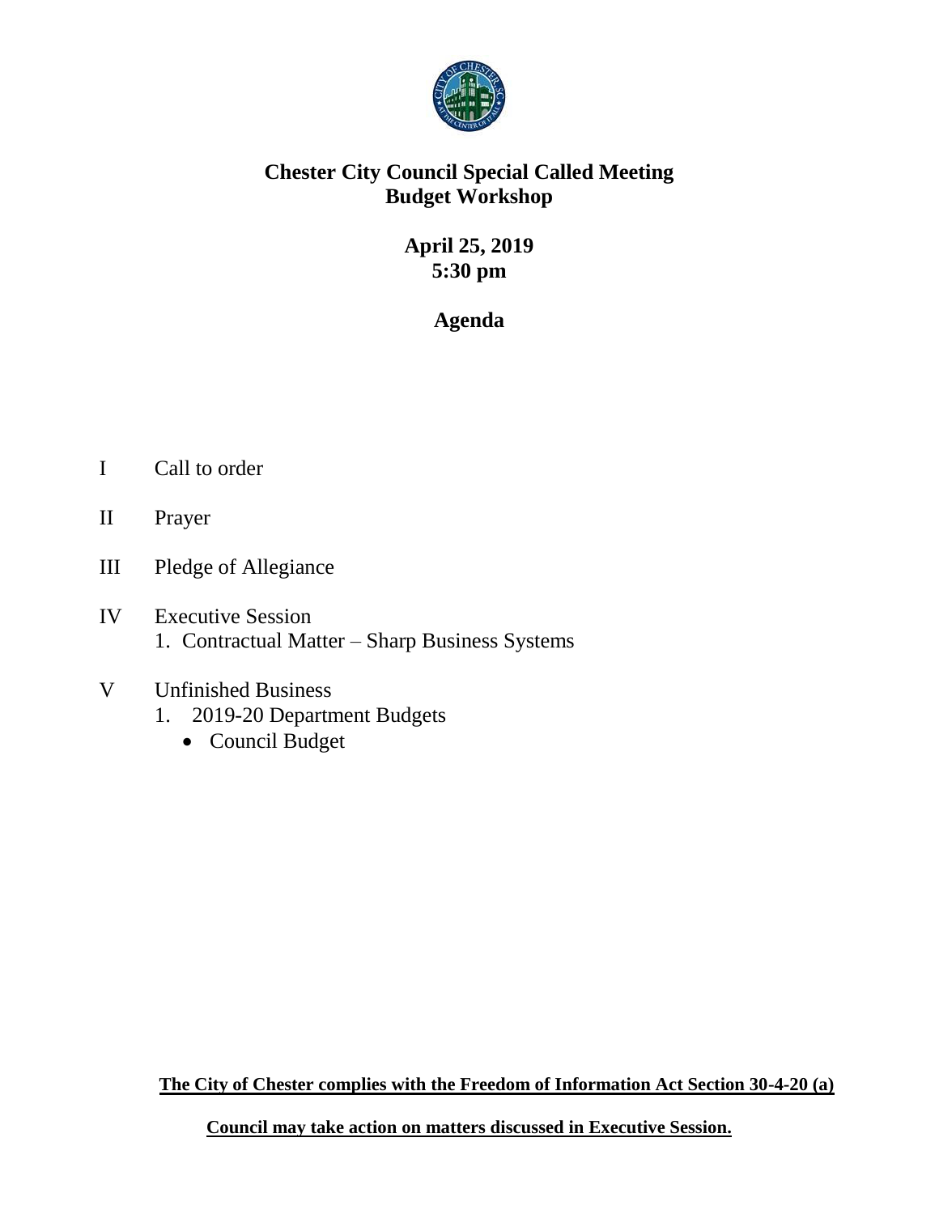# Chester City Council Special Called Meeting
# Budget Workshop

**April 25, 2019**
**5:30 pm**

**Agenda**

I Call to order

II Prayer

III Pledge of Allegiance

IV Executive Session
   1. Contractual Matter – Sharp Business Systems

V Unfinished Business
   1. 2019-20 Department Budgets
      - Council Budget

**The City of Chester complies with the Freedom of Information Act Section 30-4-20 (a)**

**Council may take action on matters discussed in Executive Session.**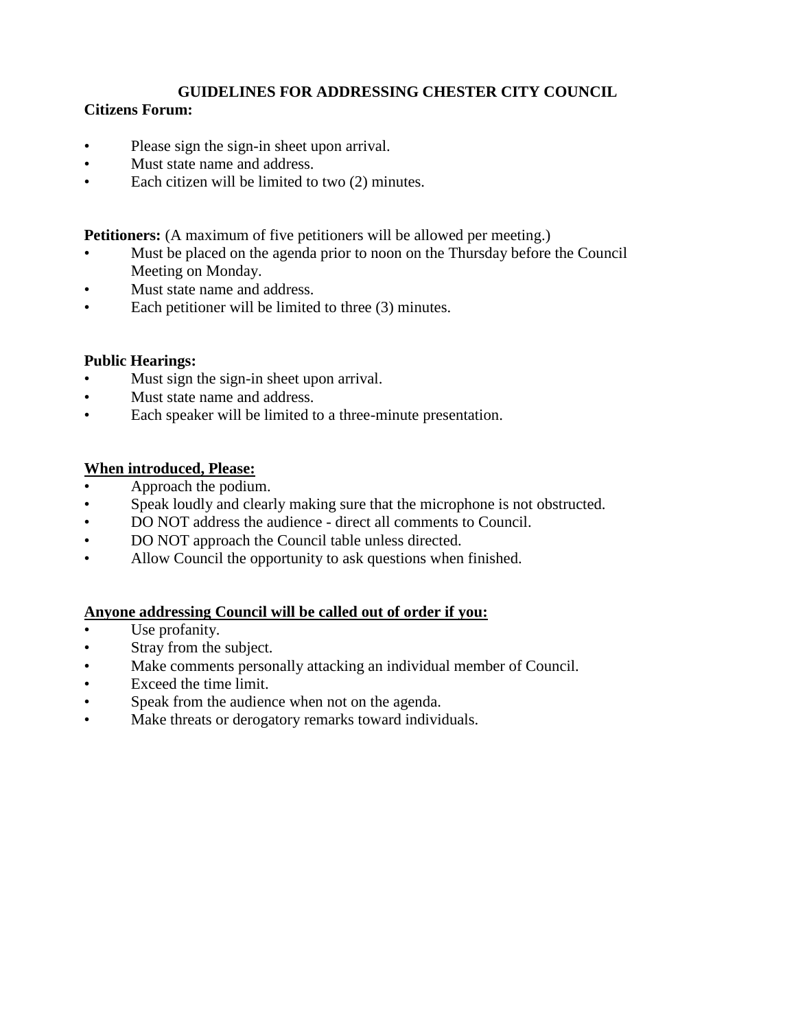# GUIDELINES FOR ADDRESSING CHESTER CITY COUNCIL

**Citizens Forum:**

- Please sign the sign-in sheet upon arrival.
- Must state name and address.
- Each citizen will be limited to two (2) minutes.

**Petitioners:** (A maximum of five petitioners will be allowed per meeting.)

- Must be placed on the agenda prior to noon on the Thursday before the Council Meeting on Monday.
- Must state name and address.
- Each petitioner will be limited to three (3) minutes.

**Public Hearings:**

- Must sign the sign-in sheet upon arrival.
- Must state name and address.
- Each speaker will be limited to a three-minute presentation.

**<u>When introduced, Please:</u>**

- Approach the podium.
- Speak loudly and clearly making sure that the microphone is not obstructed.
- DO NOT address the audience - direct all comments to Council.
- DO NOT approach the Council table unless directed.
- Allow Council the opportunity to ask questions when finished.

**<u>Anyone addressing Council will be called out of order if you:</u>**

- Use profanity.
- Stray from the subject.
- Make comments personally attacking an individual member of Council.
- Exceed the time limit.
- Speak from the audience when not on the agenda.
- Make threats or derogatory remarks toward individuals.